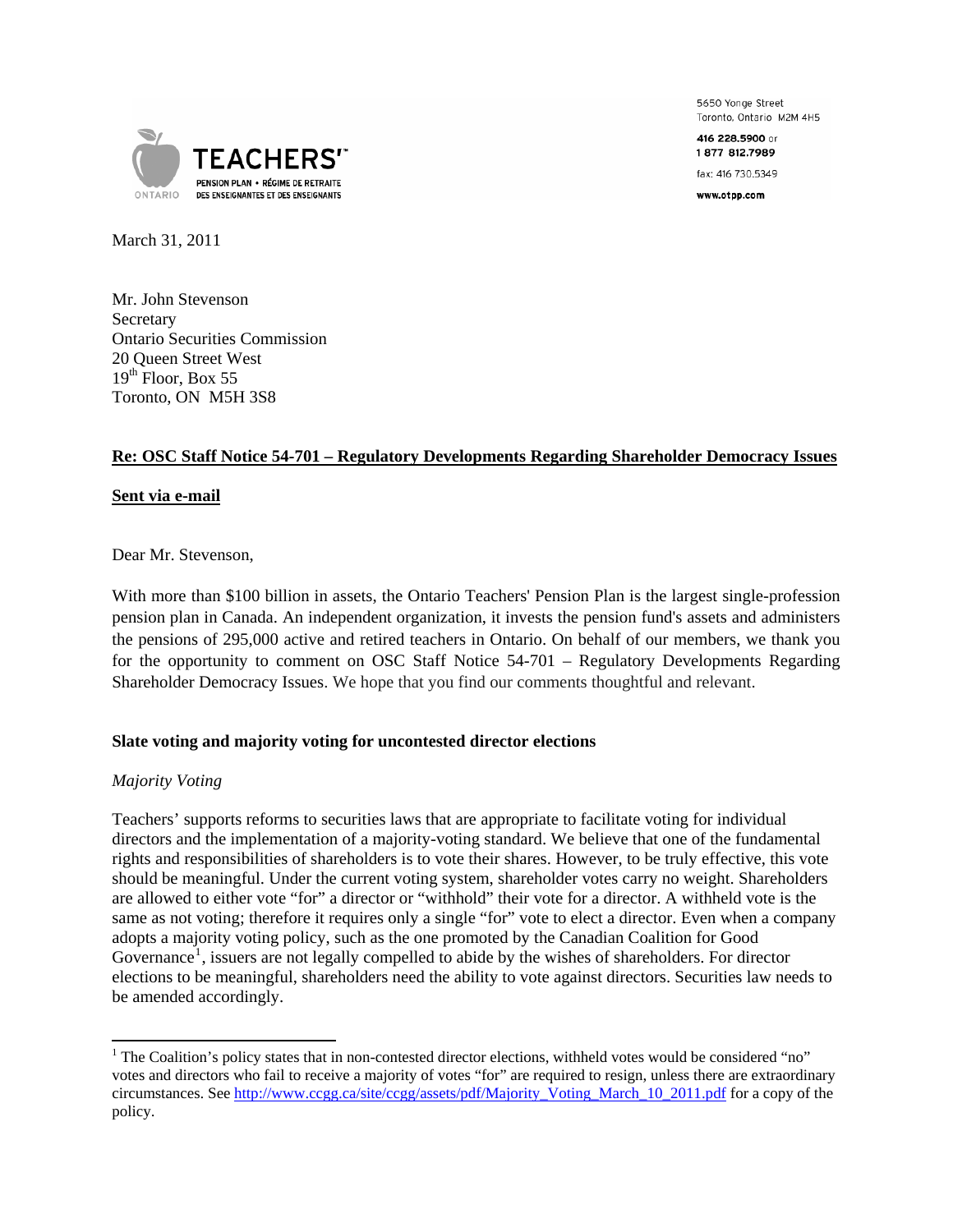TEACHERS' PENSION PLAN • RÉGIME DE RETRAITE DES ENSEIGNANTES ET DES ENSEIGNANTS
ONTARIO

5650 Yonge Street
Toronto, Ontario M2M 4H5

416 228.5900 or
1 877 812.7989

fax: 416 730.5349

www.otpp.com

March 31, 2011

Mr. John Stevenson
Secretary
Ontario Securities Commission
20 Queen Street West
19th Floor, Box 55
Toronto, ON M5H 3S8

**Re: OSC Staff Notice 54-701 – Regulatory Developments Regarding Shareholder Democracy Issues**

**Sent via e-mail**

Dear Mr. Stevenson,

With more than $100 billion in assets, the Ontario Teachers' Pension Plan is the largest single-profession pension plan in Canada. An independent organization, it invests the pension fund's assets and administers the pensions of 295,000 active and retired teachers in Ontario. On behalf of our members, we thank you for the opportunity to comment on OSC Staff Notice 54-701 – Regulatory Developments Regarding Shareholder Democracy Issues. We hope that you find our comments thoughtful and relevant.

**Slate voting and majority voting for uncontested director elections**

*Majority Voting*

Teachers' supports reforms to securities laws that are appropriate to facilitate voting for individual directors and the implementation of a majority-voting standard. We believe that one of the fundamental rights and responsibilities of shareholders is to vote their shares. However, to be truly effective, this vote should be meaningful. Under the current voting system, shareholder votes carry no weight. Shareholders are allowed to either vote "for" a director or "withhold" their vote for a director. A withheld vote is the same as not voting; therefore it requires only a single "for" vote to elect a director. Even when a company adopts a majority voting policy, such as the one promoted by the Canadian Coalition for Good Governance[1], issuers are not legally compelled to abide by the wishes of shareholders. For director elections to be meaningful, shareholders need the ability to vote against directors. Securities law needs to be amended accordingly.

[1] The Coalition's policy states that in non-contested director elections, withheld votes would be considered "no" votes and directors who fail to receive a majority of votes "for" are required to resign, unless there are extraordinary circumstances. See http://www.ccgg.ca/site/ccgg/assets/pdf/Majority_Voting_March_10_2011.pdf for a copy of the policy.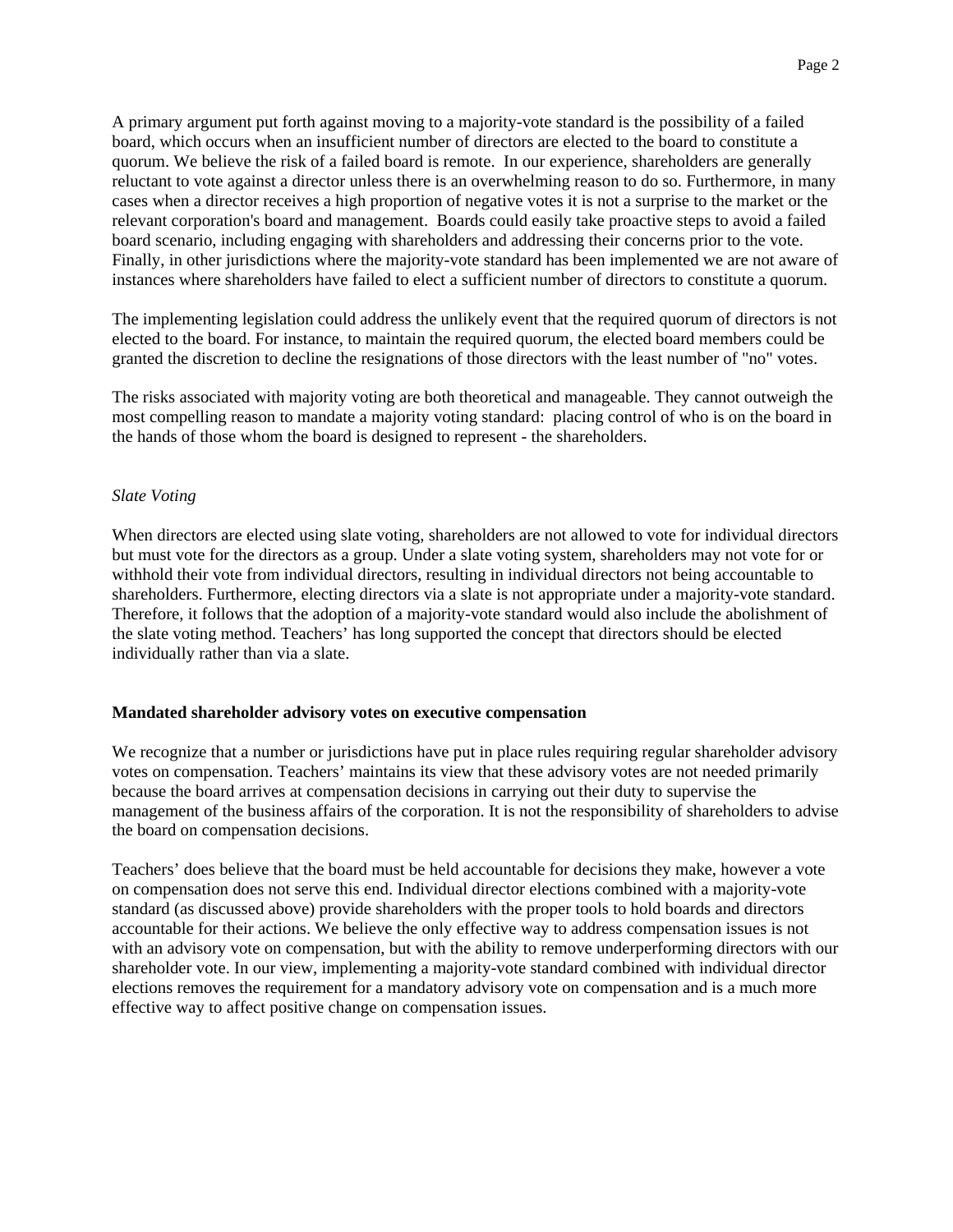A primary argument put forth against moving to a majority-vote standard is the possibility of a failed board, which occurs when an insufficient number of directors are elected to the board to constitute a quorum. We believe the risk of a failed board is remote. In our experience, shareholders are generally reluctant to vote against a director unless there is an overwhelming reason to do so. Furthermore, in many cases when a director receives a high proportion of negative votes it is not a surprise to the market or the relevant corporation's board and management. Boards could easily take proactive steps to avoid a failed board scenario, including engaging with shareholders and addressing their concerns prior to the vote. Finally, in other jurisdictions where the majority-vote standard has been implemented we are not aware of instances where shareholders have failed to elect a sufficient number of directors to constitute a quorum.

The implementing legislation could address the unlikely event that the required quorum of directors is not elected to the board. For instance, to maintain the required quorum, the elected board members could be granted the discretion to decline the resignations of those directors with the least number of "no" votes.

The risks associated with majority voting are both theoretical and manageable. They cannot outweigh the most compelling reason to mandate a majority voting standard: placing control of who is on the board in the hands of those whom the board is designed to represent - the shareholders.

*Slate Voting*

When directors are elected using slate voting, shareholders are not allowed to vote for individual directors but must vote for the directors as a group. Under a slate voting system, shareholders may not vote for or withhold their vote from individual directors, resulting in individual directors not being accountable to shareholders. Furthermore, electing directors via a slate is not appropriate under a majority-vote standard. Therefore, it follows that the adoption of a majority-vote standard would also include the abolishment of the slate voting method. Teachers' has long supported the concept that directors should be elected individually rather than via a slate.

**Mandated shareholder advisory votes on executive compensation**

We recognize that a number or jurisdictions have put in place rules requiring regular shareholder advisory votes on compensation. Teachers' maintains its view that these advisory votes are not needed primarily because the board arrives at compensation decisions in carrying out their duty to supervise the management of the business affairs of the corporation. It is not the responsibility of shareholders to advise the board on compensation decisions.

Teachers' does believe that the board must be held accountable for decisions they make, however a vote on compensation does not serve this end. Individual director elections combined with a majority-vote standard (as discussed above) provide shareholders with the proper tools to hold boards and directors accountable for their actions. We believe the only effective way to address compensation issues is not with an advisory vote on compensation, but with the ability to remove underperforming directors with our shareholder vote. In our view, implementing a majority-vote standard combined with individual director elections removes the requirement for a mandatory advisory vote on compensation and is a much more effective way to affect positive change on compensation issues.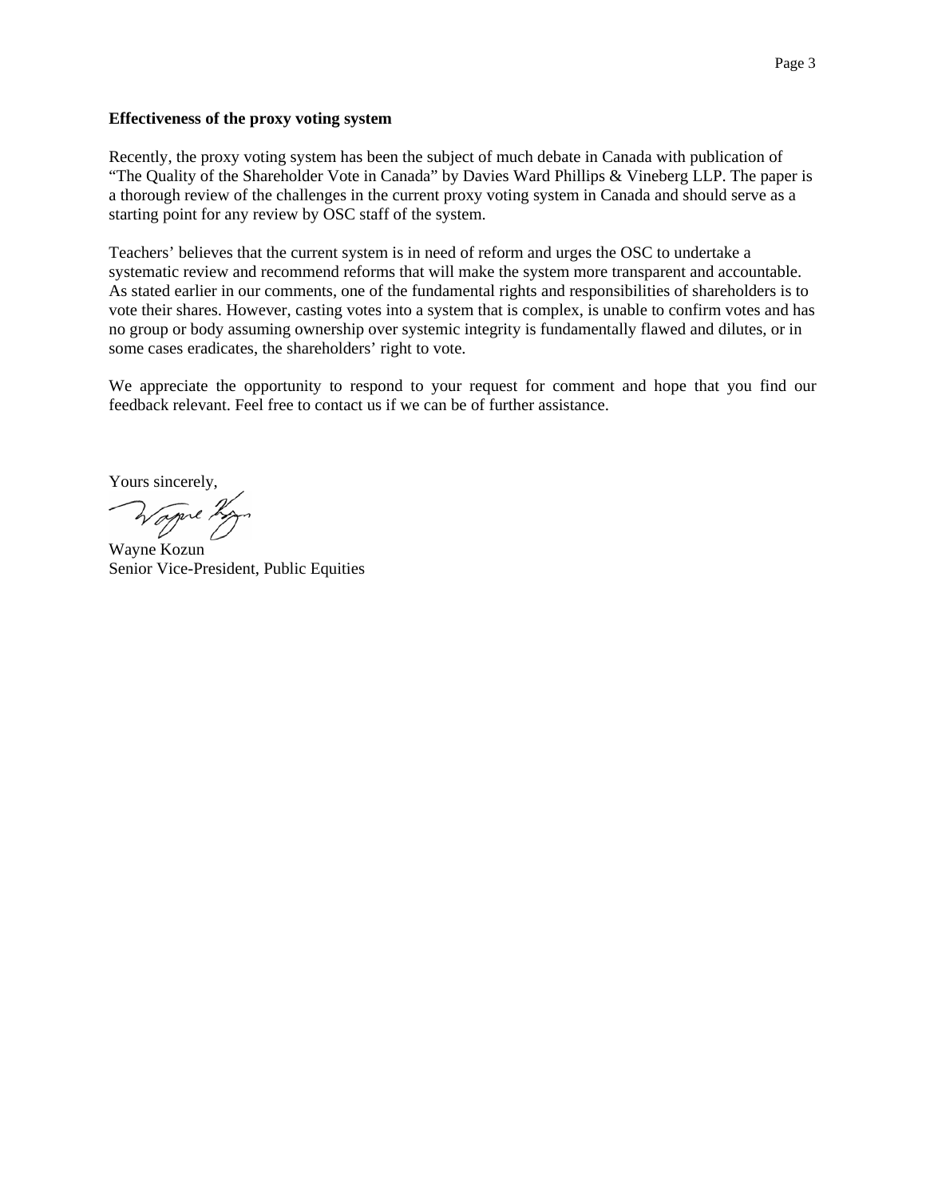**Effectiveness of the proxy voting system**

Recently, the proxy voting system has been the subject of much debate in Canada with publication of "The Quality of the Shareholder Vote in Canada" by Davies Ward Phillips & Vineberg LLP. The paper is a thorough review of the challenges in the current proxy voting system in Canada and should serve as a starting point for any review by OSC staff of the system.

Teachers' believes that the current system is in need of reform and urges the OSC to undertake a systematic review and recommend reforms that will make the system more transparent and accountable. As stated earlier in our comments, one of the fundamental rights and responsibilities of shareholders is to vote their shares. However, casting votes into a system that is complex, is unable to confirm votes and has no group or body assuming ownership over systemic integrity is fundamentally flawed and dilutes, or in some cases eradicates, the shareholders' right to vote.

We appreciate the opportunity to respond to your request for comment and hope that you find our feedback relevant. Feel free to contact us if we can be of further assistance.

Yours sincerely,

Wayne Kozun
Senior Vice-President, Public Equities